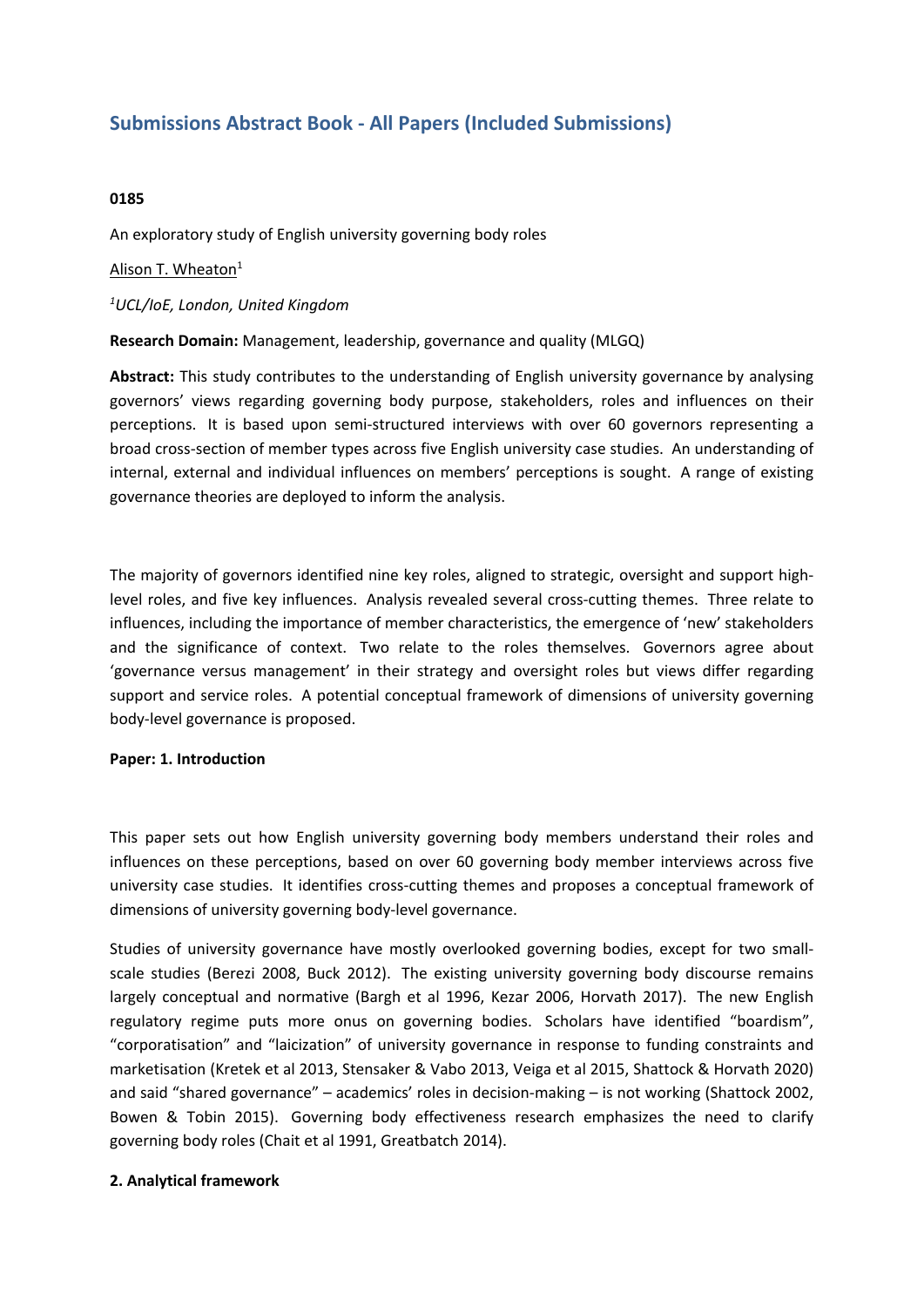# Submissions Abstract Book - All Papers (Included Submissions)

**0185**

An exploratory study of English university governing body roles

Alison T. Wheaton[1]

*[1]UCL/IoE, London, United Kingdom*

**Research Domain:** Management, leadership, governance and quality (MLGQ)

**Abstract:** This study contributes to the understanding of English university governance by analysing governors' views regarding governing body purpose, stakeholders, roles and influences on their perceptions. It is based upon semi-structured interviews with over 60 governors representing a broad cross-section of member types across five English university case studies. An understanding of internal, external and individual influences on members' perceptions is sought. A range of existing governance theories are deployed to inform the analysis.

The majority of governors identified nine key roles, aligned to strategic, oversight and support high-level roles, and five key influences. Analysis revealed several cross-cutting themes. Three relate to influences, including the importance of member characteristics, the emergence of 'new' stakeholders and the significance of context. Two relate to the roles themselves. Governors agree about 'governance versus management' in their strategy and oversight roles but views differ regarding support and service roles. A potential conceptual framework of dimensions of university governing body-level governance is proposed.

**Paper: 1. Introduction**

This paper sets out how English university governing body members understand their roles and influences on these perceptions, based on over 60 governing body member interviews across five university case studies. It identifies cross-cutting themes and proposes a conceptual framework of dimensions of university governing body-level governance.

Studies of university governance have mostly overlooked governing bodies, except for two small-scale studies (Berezi 2008, Buck 2012). The existing university governing body discourse remains largely conceptual and normative (Bargh et al 1996, Kezar 2006, Horvath 2017). The new English regulatory regime puts more onus on governing bodies. Scholars have identified "boardism", "corporatisation" and "laicization" of university governance in response to funding constraints and marketisation (Kretek et al 2013, Stensaker & Vabo 2013, Veiga et al 2015, Shattock & Horvath 2020) and said "shared governance" – academics' roles in decision-making – is not working (Shattock 2002, Bowen & Tobin 2015). Governing body effectiveness research emphasizes the need to clarify governing body roles (Chait et al 1991, Greatbatch 2014).

**2. Analytical framework**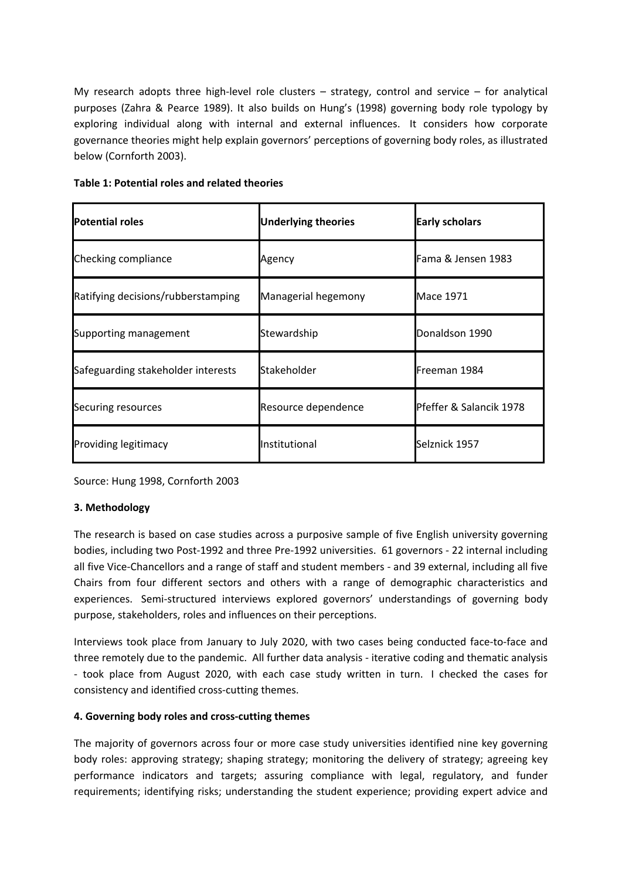My research adopts three high-level role clusters – strategy, control and service – for analytical purposes (Zahra & Pearce 1989). It also builds on Hung's (1998) governing body role typology by exploring individual along with internal and external influences. It considers how corporate governance theories might help explain governors' perceptions of governing body roles, as illustrated below (Cornforth 2003).

**Table 1: Potential roles and related theories**

| Potential roles | Underlying theories | Early scholars |
|---|---|---|
| Checking compliance | Agency | Fama & Jensen 1983 |
| Ratifying decisions/rubberstamping | Managerial hegemony | Mace 1971 |
| Supporting management | Stewardship | Donaldson 1990 |
| Safeguarding stakeholder interests | Stakeholder | Freeman 1984 |
| Securing resources | Resource dependence | Pfeffer & Salancik 1978 |
| Providing legitimacy | Institutional | Selznick 1957 |

Source: Hung 1998, Cornforth 2003

## 3. Methodology

The research is based on case studies across a purposive sample of five English university governing bodies, including two Post-1992 and three Pre-1992 universities. 61 governors - 22 internal including all five Vice-Chancellors and a range of staff and student members - and 39 external, including all five Chairs from four different sectors and others with a range of demographic characteristics and experiences. Semi-structured interviews explored governors' understandings of governing body purpose, stakeholders, roles and influences on their perceptions.

Interviews took place from January to July 2020, with two cases being conducted face-to-face and three remotely due to the pandemic. All further data analysis - iterative coding and thematic analysis - took place from August 2020, with each case study written in turn. I checked the cases for consistency and identified cross-cutting themes.

## 4. Governing body roles and cross-cutting themes

The majority of governors across four or more case study universities identified nine key governing body roles: approving strategy; shaping strategy; monitoring the delivery of strategy; agreeing key performance indicators and targets; assuring compliance with legal, regulatory, and funder requirements; identifying risks; understanding the student experience; providing expert advice and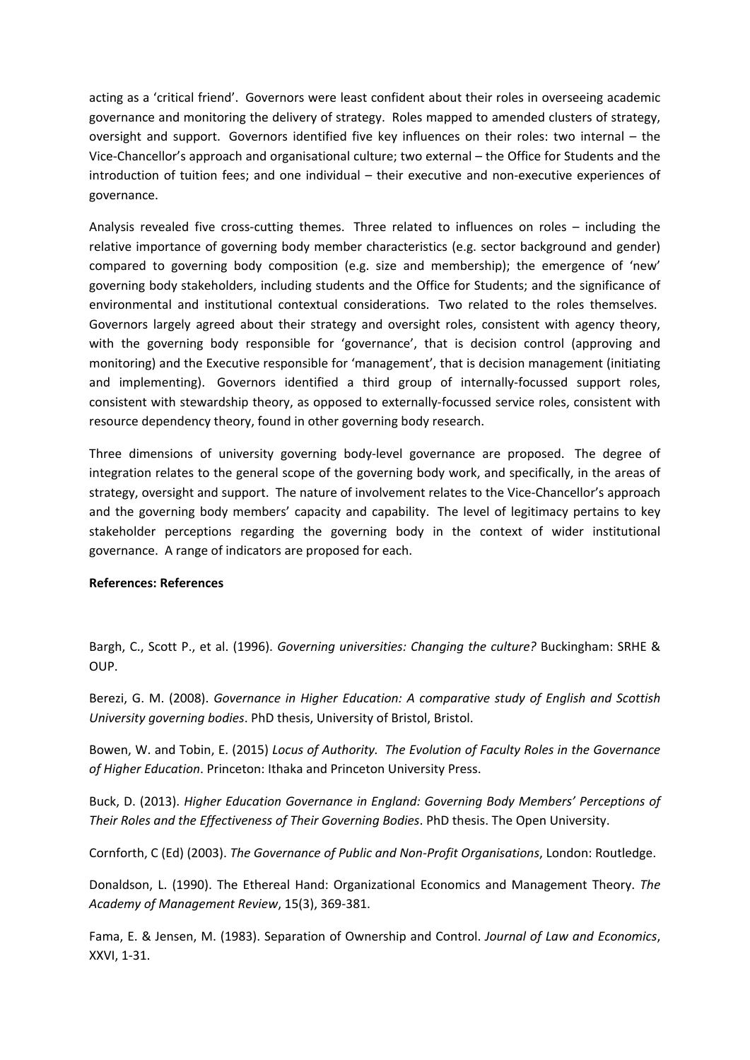acting as a 'critical friend'. Governors were least confident about their roles in overseeing academic governance and monitoring the delivery of strategy. Roles mapped to amended clusters of strategy, oversight and support. Governors identified five key influences on their roles: two internal – the Vice-Chancellor's approach and organisational culture; two external – the Office for Students and the introduction of tuition fees; and one individual – their executive and non-executive experiences of governance.

Analysis revealed five cross-cutting themes. Three related to influences on roles – including the relative importance of governing body member characteristics (e.g. sector background and gender) compared to governing body composition (e.g. size and membership); the emergence of 'new' governing body stakeholders, including students and the Office for Students; and the significance of environmental and institutional contextual considerations. Two related to the roles themselves. Governors largely agreed about their strategy and oversight roles, consistent with agency theory, with the governing body responsible for 'governance', that is decision control (approving and monitoring) and the Executive responsible for 'management', that is decision management (initiating and implementing). Governors identified a third group of internally-focussed support roles, consistent with stewardship theory, as opposed to externally-focussed service roles, consistent with resource dependency theory, found in other governing body research.

Three dimensions of university governing body-level governance are proposed. The degree of integration relates to the general scope of the governing body work, and specifically, in the areas of strategy, oversight and support. The nature of involvement relates to the Vice-Chancellor's approach and the governing body members' capacity and capability. The level of legitimacy pertains to key stakeholder perceptions regarding the governing body in the context of wider institutional governance. A range of indicators are proposed for each.

**References: References**

Bargh, C., Scott P., et al. (1996). *Governing universities: Changing the culture?* Buckingham: SRHE & OUP.

Berezi, G. M. (2008). *Governance in Higher Education: A comparative study of English and Scottish University governing bodies*. PhD thesis, University of Bristol, Bristol.

Bowen, W. and Tobin, E. (2015) *Locus of Authority. The Evolution of Faculty Roles in the Governance of Higher Education*. Princeton: Ithaka and Princeton University Press.

Buck, D. (2013). *Higher Education Governance in England: Governing Body Members' Perceptions of Their Roles and the Effectiveness of Their Governing Bodies*. PhD thesis. The Open University.

Cornforth, C (Ed) (2003). *The Governance of Public and Non-Profit Organisations*, London: Routledge.

Donaldson, L. (1990). The Ethereal Hand: Organizational Economics and Management Theory. *The Academy of Management Review*, 15(3), 369-381.

Fama, E. & Jensen, M. (1983). Separation of Ownership and Control. *Journal of Law and Economics*, XXVI, 1-31.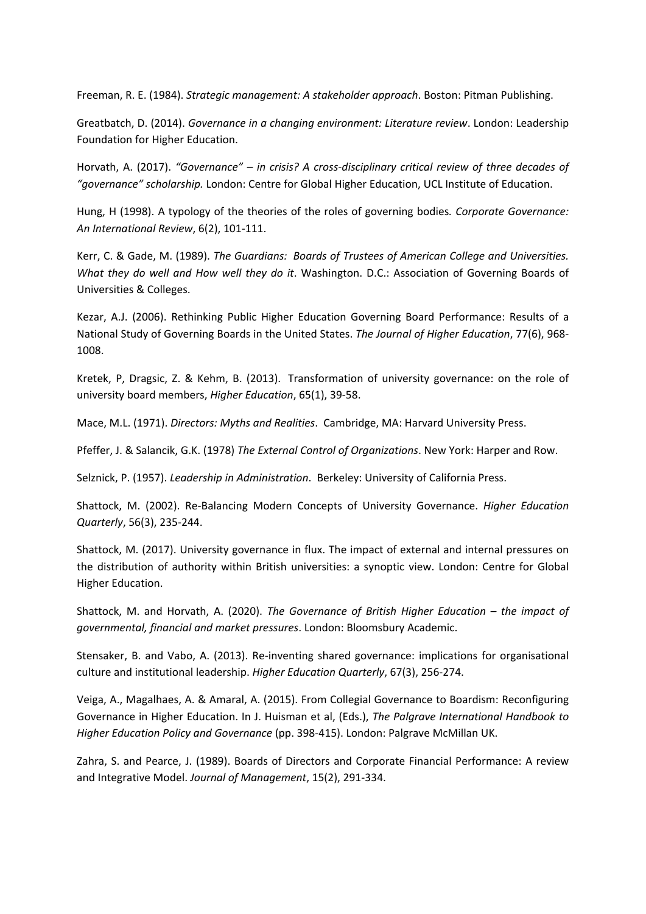Freeman, R. E. (1984). *Strategic management: A stakeholder approach*. Boston: Pitman Publishing.

Greatbatch, D. (2014). *Governance in a changing environment: Literature review*. London: Leadership Foundation for Higher Education.

Horvath, A. (2017). *"Governance" – in crisis? A cross-disciplinary critical review of three decades of "governance" scholarship.* London: Centre for Global Higher Education, UCL Institute of Education.

Hung, H (1998). A typology of the theories of the roles of governing bodies*. Corporate Governance: An International Review*, 6(2), 101-111.

Kerr, C. & Gade, M. (1989). *The Guardians: Boards of Trustees of American College and Universities. What they do well and How well they do it*. Washington. D.C.: Association of Governing Boards of Universities & Colleges.

Kezar, A.J. (2006). Rethinking Public Higher Education Governing Board Performance: Results of a National Study of Governing Boards in the United States. *The Journal of Higher Education*, 77(6), 968-1008.

Kretek, P, Dragsic, Z. & Kehm, B. (2013). Transformation of university governance: on the role of university board members, *Higher Education*, 65(1), 39-58.

Mace, M.L. (1971). *Directors: Myths and Realities*. Cambridge, MA: Harvard University Press.

Pfeffer, J. & Salancik, G.K. (1978) *The External Control of Organizations*. New York: Harper and Row.

Selznick, P. (1957). *Leadership in Administration*. Berkeley: University of California Press.

Shattock, M. (2002). Re-Balancing Modern Concepts of University Governance. *Higher Education Quarterly*, 56(3), 235-244.

Shattock, M. (2017). University governance in flux. The impact of external and internal pressures on the distribution of authority within British universities: a synoptic view. London: Centre for Global Higher Education.

Shattock, M. and Horvath, A. (2020). *The Governance of British Higher Education – the impact of governmental, financial and market pressures*. London: Bloomsbury Academic.

Stensaker, B. and Vabo, A. (2013). Re-inventing shared governance: implications for organisational culture and institutional leadership. *Higher Education Quarterly*, 67(3), 256-274.

Veiga, A., Magalhaes, A. & Amaral, A. (2015). From Collegial Governance to Boardism: Reconfiguring Governance in Higher Education. In J. Huisman et al, (Eds.), *The Palgrave International Handbook to Higher Education Policy and Governance* (pp. 398-415). London: Palgrave McMillan UK.

Zahra, S. and Pearce, J. (1989). Boards of Directors and Corporate Financial Performance: A review and Integrative Model. *Journal of Management*, 15(2), 291-334.